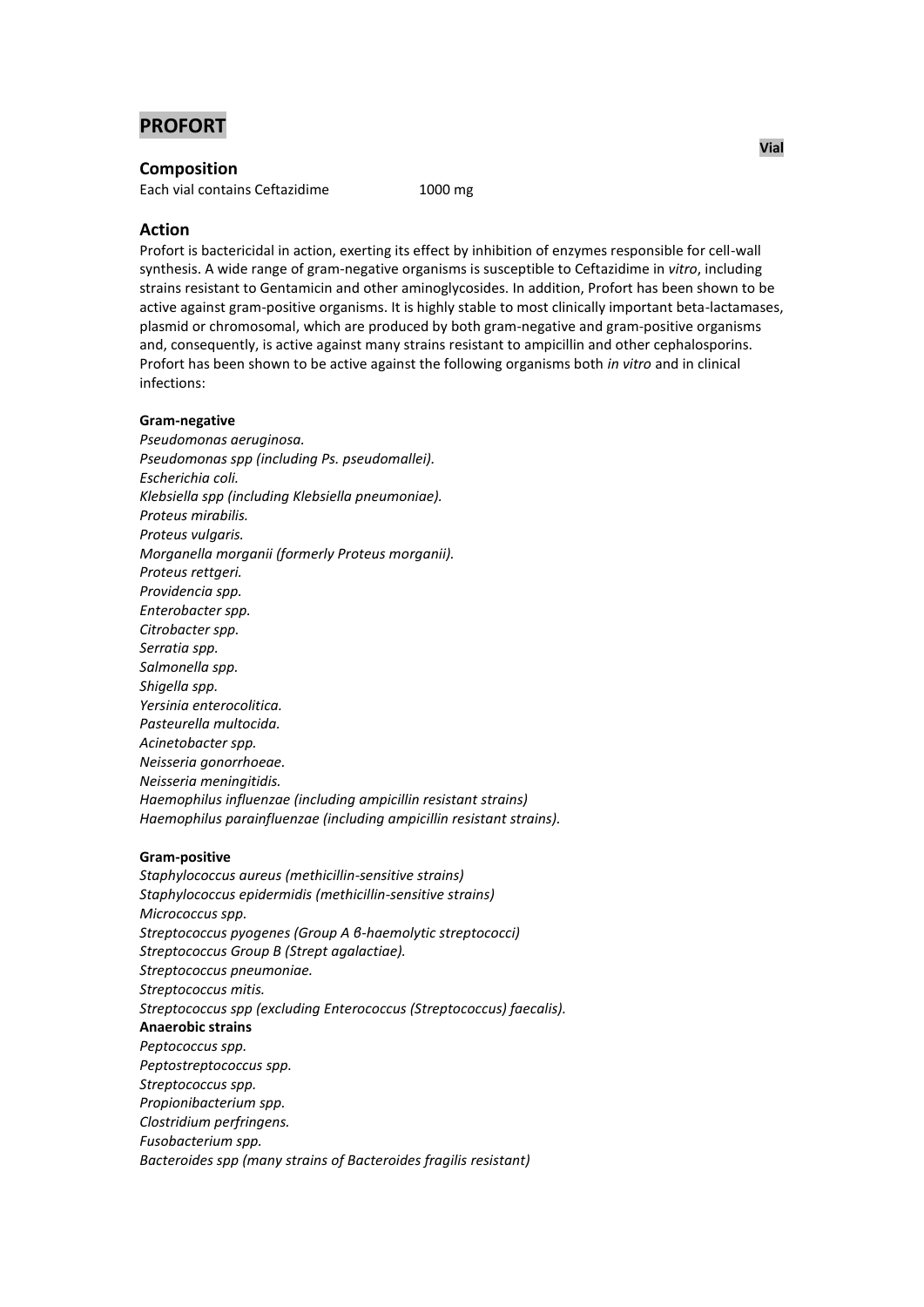# PROFORT

Vial

## Composition

Each vial contains Ceftazidime 1000 mg

## Action

Profort is bactericidal in action, exerting its effect by inhibition of enzymes responsible for cell-wall synthesis. A wide range of gram-negative organisms is susceptible to Ceftazidime in *vitro*, including strains resistant to Gentamicin and other aminoglycosides. In addition, Profort has been shown to be active against gram-positive organisms. It is highly stable to most clinically important beta-lactamases, plasmid or chromosomal, which are produced by both gram-negative and gram-positive organisms and, consequently, is active against many strains resistant to ampicillin and other cephalosporins. Profort has been shown to be active against the following organisms both *in vitro* and in clinical infections:

**Gram-negative**

*Pseudomonas aeruginosa.*
*Pseudomonas spp (including Ps. pseudomallei).*
*Escherichia coli.*
*Klebsiella spp (including Klebsiella pneumoniae).*
*Proteus mirabilis.*
*Proteus vulgaris.*
*Morganella morganii (formerly Proteus morganii).*
*Proteus rettgeri.*
*Providencia spp.*
*Enterobacter spp.*
*Citrobacter spp.*
*Serratia spp.*
*Salmonella spp.*
*Shigella spp.*
*Yersinia enterocolitica.*
*Pasteurella multocida.*
*Acinetobacter spp.*
*Neisseria gonorrhoeae.*
*Neisseria meningitidis.*
*Haemophilus influenzae (including ampicillin resistant strains)*
*Haemophilus parainfluenzae (including ampicillin resistant strains).*

**Gram-positive**

*Staphylococcus aureus (methicillin-sensitive strains)*
*Staphylococcus epidermidis (methicillin-sensitive strains)*
*Micrococcus spp.*
*Streptococcus pyogenes (Group A β-haemolytic streptococci)*
*Streptococcus Group B (Strept agalactiae).*
*Streptococcus pneumoniae.*
*Streptococcus mitis.*
*Streptococcus spp (excluding Enterococcus (Streptococcus) faecalis).*

**Anaerobic strains**

*Peptococcus spp.*
*Peptostreptococcus spp.*
*Streptococcus spp.*
*Propionibacterium spp.*
*Clostridium perfringens.*
*Fusobacterium spp.*
*Bacteroides spp (many strains of Bacteroides fragilis resistant)*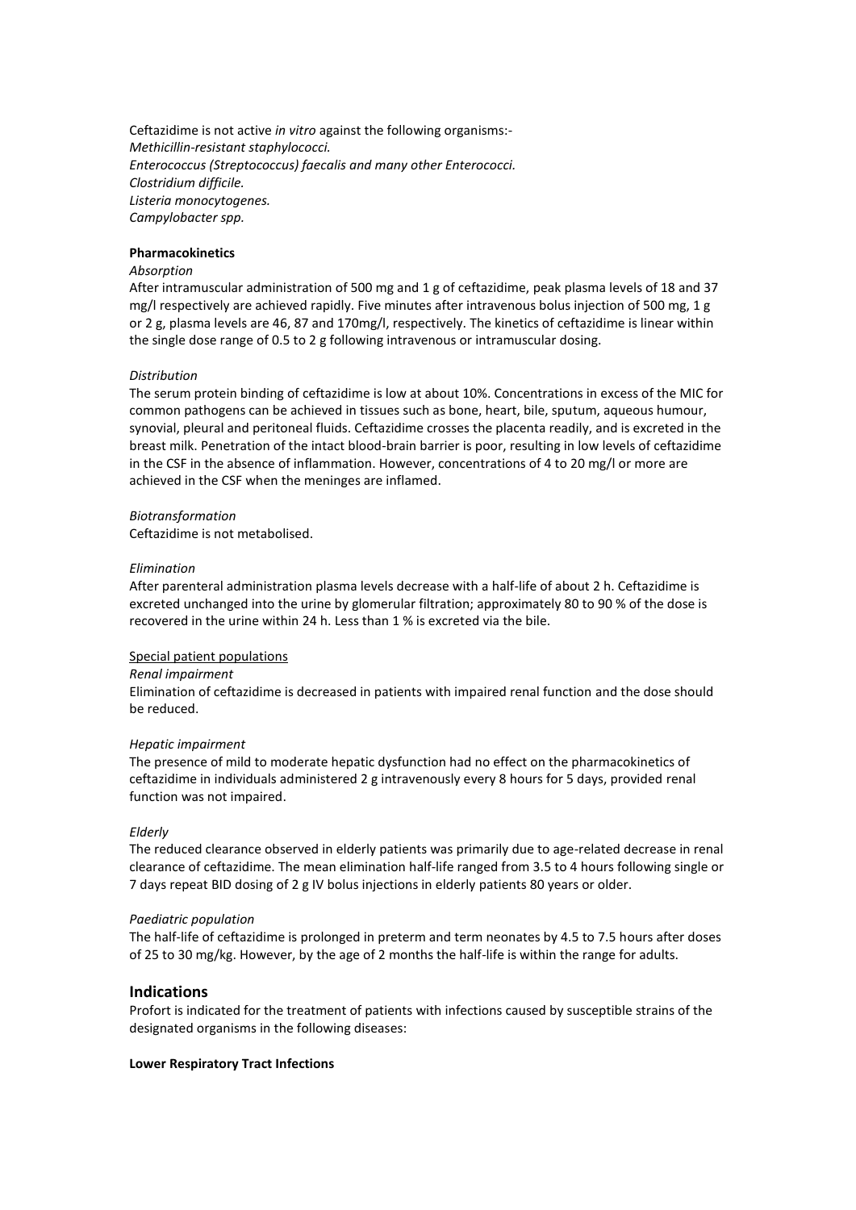Ceftazidime is not active *in vitro* against the following organisms:-
*Methicillin-resistant staphylococci.*
*Enterococcus (Streptococcus) faecalis and many other Enterococci.*
*Clostridium difficile.*
*Listeria monocytogenes.*
*Campylobacter spp.*

**Pharmacokinetics**

*Absorption*

After intramuscular administration of 500 mg and 1 g of ceftazidime, peak plasma levels of 18 and 37 mg/l respectively are achieved rapidly. Five minutes after intravenous bolus injection of 500 mg, 1 g or 2 g, plasma levels are 46, 87 and 170mg/l, respectively. The kinetics of ceftazidime is linear within the single dose range of 0.5 to 2 g following intravenous or intramuscular dosing.

*Distribution*

The serum protein binding of ceftazidime is low at about 10%. Concentrations in excess of the MIC for common pathogens can be achieved in tissues such as bone, heart, bile, sputum, aqueous humour, synovial, pleural and peritoneal fluids. Ceftazidime crosses the placenta readily, and is excreted in the breast milk. Penetration of the intact blood-brain barrier is poor, resulting in low levels of ceftazidime in the CSF in the absence of inflammation. However, concentrations of 4 to 20 mg/l or more are achieved in the CSF when the meninges are inflamed.

*Biotransformation*

Ceftazidime is not metabolised.

*Elimination*

After parenteral administration plasma levels decrease with a half-life of about 2 h. Ceftazidime is excreted unchanged into the urine by glomerular filtration; approximately 80 to 90 % of the dose is recovered in the urine within 24 h. Less than 1 % is excreted via the bile.

Special patient populations

*Renal impairment*

Elimination of ceftazidime is decreased in patients with impaired renal function and the dose should be reduced.

*Hepatic impairment*

The presence of mild to moderate hepatic dysfunction had no effect on the pharmacokinetics of ceftazidime in individuals administered 2 g intravenously every 8 hours for 5 days, provided renal function was not impaired.

*Elderly*

The reduced clearance observed in elderly patients was primarily due to age-related decrease in renal clearance of ceftazidime. The mean elimination half-life ranged from 3.5 to 4 hours following single or 7 days repeat BID dosing of 2 g IV bolus injections in elderly patients 80 years or older.

*Paediatric population*

The half-life of ceftazidime is prolonged in preterm and term neonates by 4.5 to 7.5 hours after doses of 25 to 30 mg/kg. However, by the age of 2 months the half-life is within the range for adults.

## Indications

Profort is indicated for the treatment of patients with infections caused by susceptible strains of the designated organisms in the following diseases:

**Lower Respiratory Tract Infections**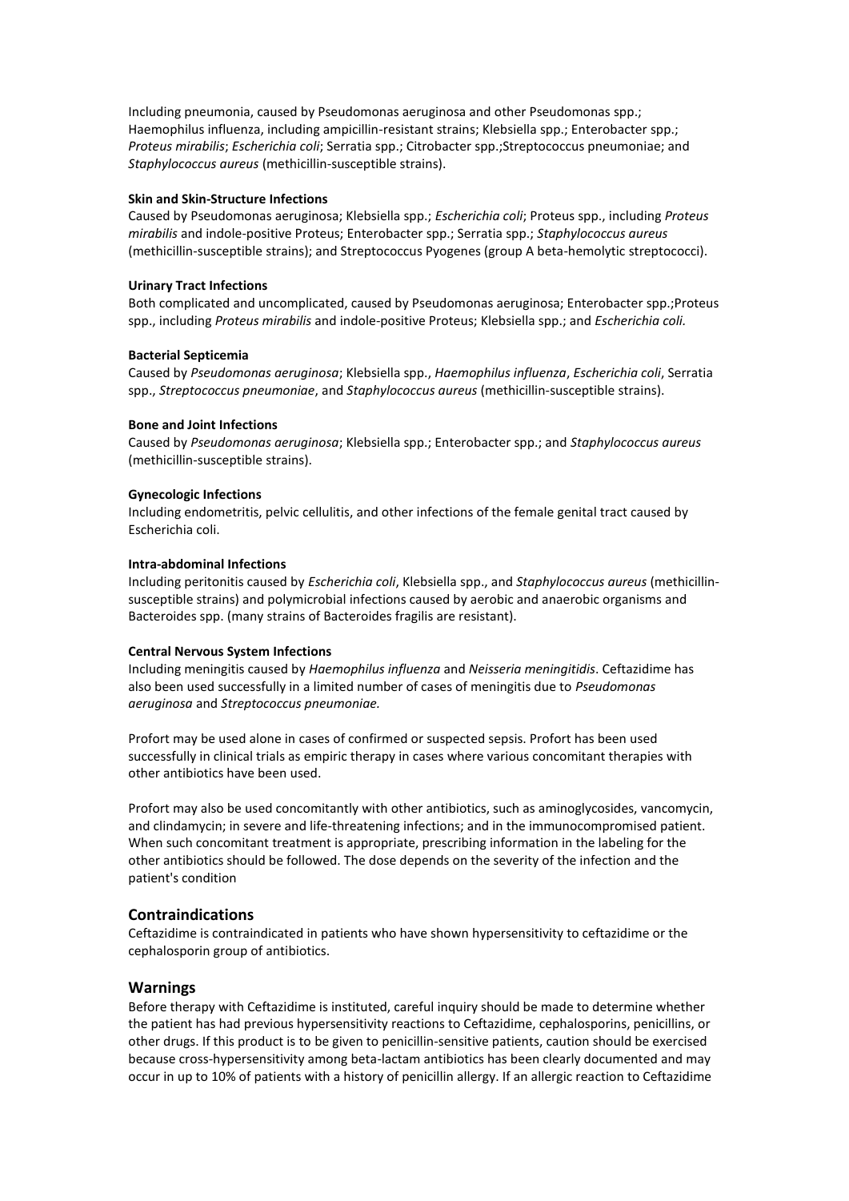Including pneumonia, caused by Pseudomonas aeruginosa and other Pseudomonas spp.; Haemophilus influenza, including ampicillin-resistant strains; Klebsiella spp.; Enterobacter spp.; *Proteus mirabilis*; *Escherichia coli*; Serratia spp.; Citrobacter spp.;Streptococcus pneumoniae; and *Staphylococcus aureus* (methicillin-susceptible strains).

**Skin and Skin-Structure Infections**

Caused by Pseudomonas aeruginosa; Klebsiella spp.; *Escherichia coli*; Proteus spp., including *Proteus mirabilis* and indole-positive Proteus; Enterobacter spp.; Serratia spp.; *Staphylococcus aureus* (methicillin-susceptible strains); and Streptococcus Pyogenes (group A beta-hemolytic streptococci).

**Urinary Tract Infections**

Both complicated and uncomplicated, caused by Pseudomonas aeruginosa; Enterobacter spp.;Proteus spp., including *Proteus mirabilis* and indole-positive Proteus; Klebsiella spp.; and *Escherichia coli.*

**Bacterial Septicemia**

Caused by *Pseudomonas aeruginosa*; Klebsiella spp., *Haemophilus influenza*, *Escherichia coli*, Serratia spp., *Streptococcus pneumoniae*, and *Staphylococcus aureus* (methicillin-susceptible strains).

**Bone and Joint Infections**

Caused by *Pseudomonas aeruginosa*; Klebsiella spp.; Enterobacter spp.; and *Staphylococcus aureus* (methicillin-susceptible strains).

**Gynecologic Infections**

Including endometritis, pelvic cellulitis, and other infections of the female genital tract caused by Escherichia coli.

**Intra-abdominal Infections**

Including peritonitis caused by *Escherichia coli*, Klebsiella spp., and *Staphylococcus aureus* (methicillin-susceptible strains) and polymicrobial infections caused by aerobic and anaerobic organisms and Bacteroides spp. (many strains of Bacteroides fragilis are resistant).

**Central Nervous System Infections**

Including meningitis caused by *Haemophilus influenza* and *Neisseria meningitidis*. Ceftazidime has also been used successfully in a limited number of cases of meningitis due to *Pseudomonas aeruginosa* and *Streptococcus pneumoniae.*

Profort may be used alone in cases of confirmed or suspected sepsis. Profort has been used successfully in clinical trials as empiric therapy in cases where various concomitant therapies with other antibiotics have been used.

Profort may also be used concomitantly with other antibiotics, such as aminoglycosides, vancomycin, and clindamycin; in severe and life-threatening infections; and in the immunocompromised patient. When such concomitant treatment is appropriate, prescribing information in the labeling for the other antibiotics should be followed. The dose depends on the severity of the infection and the patient's condition

## Contraindications

Ceftazidime is contraindicated in patients who have shown hypersensitivity to ceftazidime or the cephalosporin group of antibiotics.

## Warnings

Before therapy with Ceftazidime is instituted, careful inquiry should be made to determine whether the patient has had previous hypersensitivity reactions to Ceftazidime, cephalosporins, penicillins, or other drugs. If this product is to be given to penicillin-sensitive patients, caution should be exercised because cross-hypersensitivity among beta-lactam antibiotics has been clearly documented and may occur in up to 10% of patients with a history of penicillin allergy. If an allergic reaction to Ceftazidime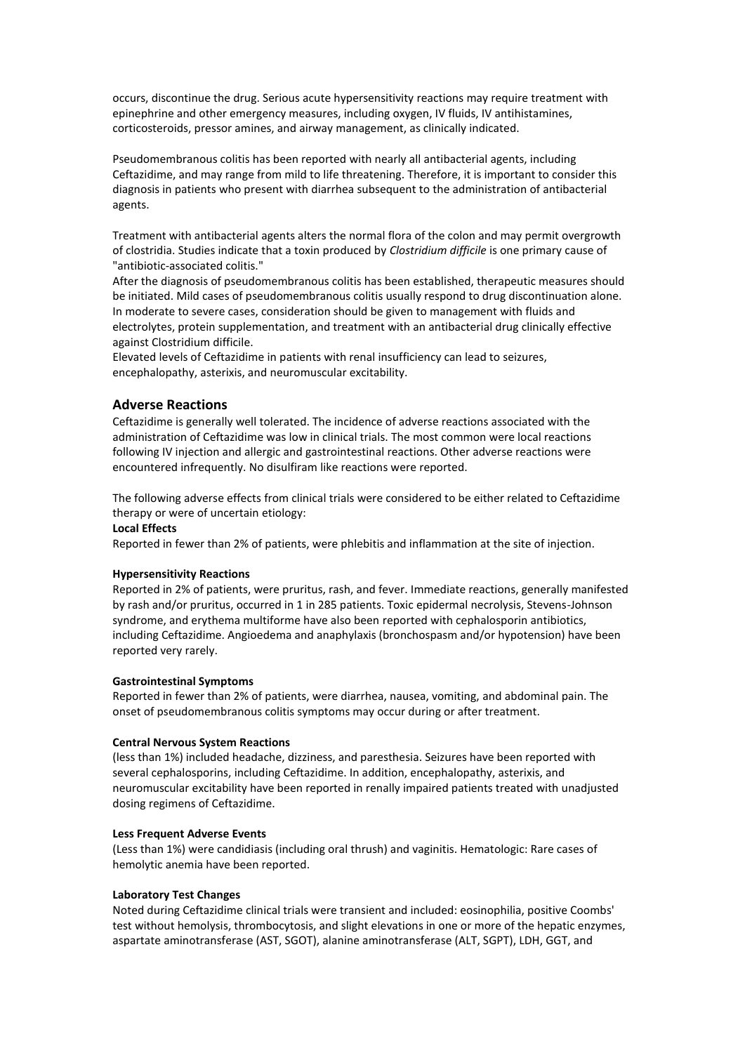occurs, discontinue the drug. Serious acute hypersensitivity reactions may require treatment with epinephrine and other emergency measures, including oxygen, IV fluids, IV antihistamines, corticosteroids, pressor amines, and airway management, as clinically indicated.

Pseudomembranous colitis has been reported with nearly all antibacterial agents, including Ceftazidime, and may range from mild to life threatening. Therefore, it is important to consider this diagnosis in patients who present with diarrhea subsequent to the administration of antibacterial agents.

Treatment with antibacterial agents alters the normal flora of the colon and may permit overgrowth of clostridia. Studies indicate that a toxin produced by *Clostridium difficile* is one primary cause of "antibiotic-associated colitis."

After the diagnosis of pseudomembranous colitis has been established, therapeutic measures should be initiated. Mild cases of pseudomembranous colitis usually respond to drug discontinuation alone. In moderate to severe cases, consideration should be given to management with fluids and electrolytes, protein supplementation, and treatment with an antibacterial drug clinically effective against Clostridium difficile.

Elevated levels of Ceftazidime in patients with renal insufficiency can lead to seizures, encephalopathy, asterixis, and neuromuscular excitability.

## Adverse Reactions

Ceftazidime is generally well tolerated. The incidence of adverse reactions associated with the administration of Ceftazidime was low in clinical trials. The most common were local reactions following IV injection and allergic and gastrointestinal reactions. Other adverse reactions were encountered infrequently. No disulfiram like reactions were reported.

The following adverse effects from clinical trials were considered to be either related to Ceftazidime therapy or were of uncertain etiology:

**Local Effects**

Reported in fewer than 2% of patients, were phlebitis and inflammation at the site of injection.

**Hypersensitivity Reactions**

Reported in 2% of patients, were pruritus, rash, and fever. Immediate reactions, generally manifested by rash and/or pruritus, occurred in 1 in 285 patients. Toxic epidermal necrolysis, Stevens-Johnson syndrome, and erythema multiforme have also been reported with cephalosporin antibiotics, including Ceftazidime. Angioedema and anaphylaxis (bronchospasm and/or hypotension) have been reported very rarely.

**Gastrointestinal Symptoms**

Reported in fewer than 2% of patients, were diarrhea, nausea, vomiting, and abdominal pain. The onset of pseudomembranous colitis symptoms may occur during or after treatment.

**Central Nervous System Reactions**

(less than 1%) included headache, dizziness, and paresthesia. Seizures have been reported with several cephalosporins, including Ceftazidime. In addition, encephalopathy, asterixis, and neuromuscular excitability have been reported in renally impaired patients treated with unadjusted dosing regimens of Ceftazidime.

**Less Frequent Adverse Events**

(Less than 1%) were candidiasis (including oral thrush) and vaginitis. Hematologic: Rare cases of hemolytic anemia have been reported.

**Laboratory Test Changes**

Noted during Ceftazidime clinical trials were transient and included: eosinophilia, positive Coombs' test without hemolysis, thrombocytosis, and slight elevations in one or more of the hepatic enzymes, aspartate aminotransferase (AST, SGOT), alanine aminotransferase (ALT, SGPT), LDH, GGT, and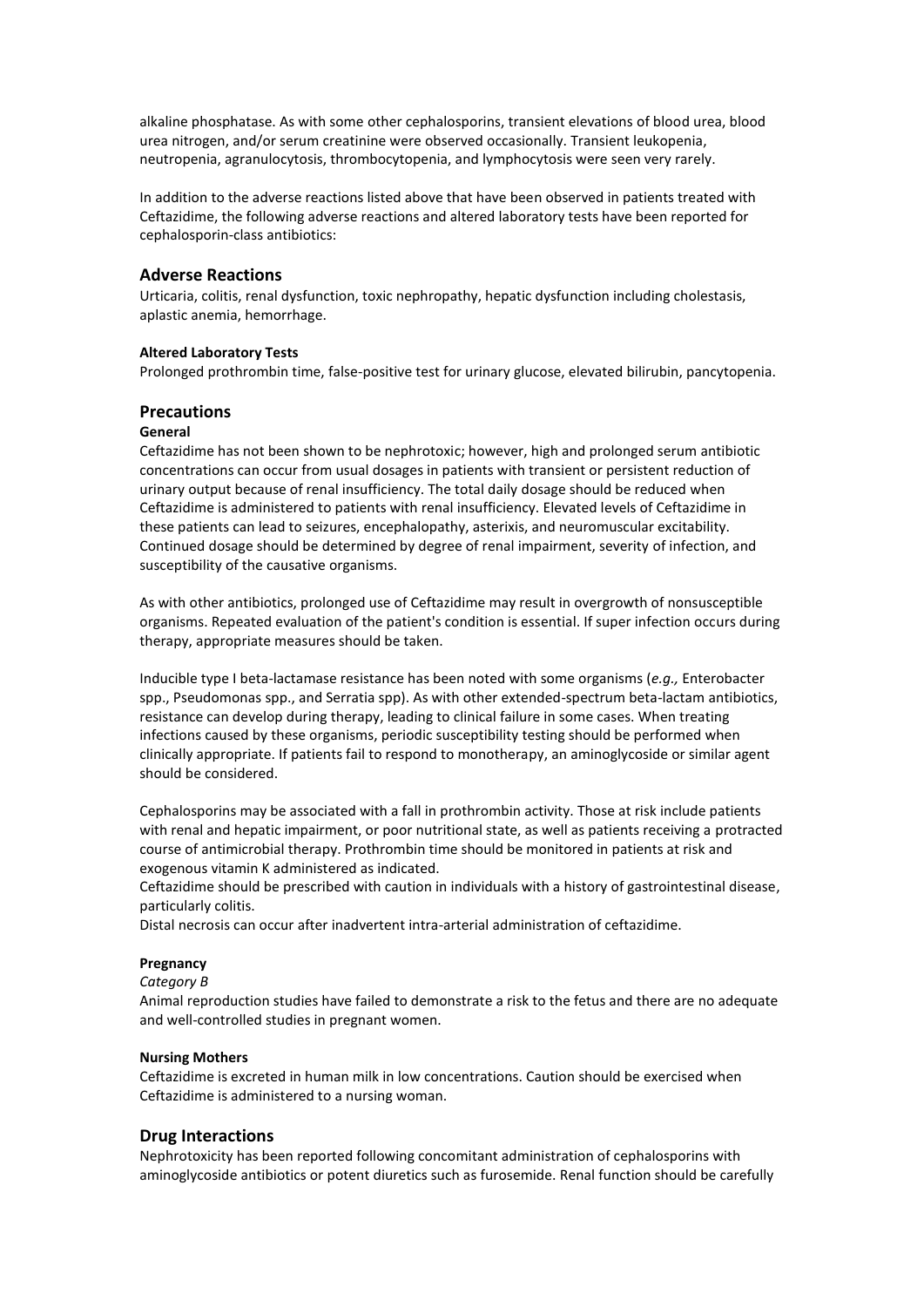alkaline phosphatase. As with some other cephalosporins, transient elevations of blood urea, blood urea nitrogen, and/or serum creatinine were observed occasionally. Transient leukopenia, neutropenia, agranulocytosis, thrombocytopenia, and lymphocytosis were seen very rarely.

In addition to the adverse reactions listed above that have been observed in patients treated with Ceftazidime, the following adverse reactions and altered laboratory tests have been reported for cephalosporin-class antibiotics:

## Adverse Reactions

Urticaria, colitis, renal dysfunction, toxic nephropathy, hepatic dysfunction including cholestasis, aplastic anemia, hemorrhage.

**Altered Laboratory Tests**

Prolonged prothrombin time, false-positive test for urinary glucose, elevated bilirubin, pancytopenia.

## Precautions

**General**

Ceftazidime has not been shown to be nephrotoxic; however, high and prolonged serum antibiotic concentrations can occur from usual dosages in patients with transient or persistent reduction of urinary output because of renal insufficiency. The total daily dosage should be reduced when Ceftazidime is administered to patients with renal insufficiency. Elevated levels of Ceftazidime in these patients can lead to seizures, encephalopathy, asterixis, and neuromuscular excitability. Continued dosage should be determined by degree of renal impairment, severity of infection, and susceptibility of the causative organisms.

As with other antibiotics, prolonged use of Ceftazidime may result in overgrowth of nonsusceptible organisms. Repeated evaluation of the patient's condition is essential. If super infection occurs during therapy, appropriate measures should be taken.

Inducible type I beta-lactamase resistance has been noted with some organisms (*e.g.,* Enterobacter spp., Pseudomonas spp., and Serratia spp). As with other extended-spectrum beta-lactam antibiotics, resistance can develop during therapy, leading to clinical failure in some cases. When treating infections caused by these organisms, periodic susceptibility testing should be performed when clinically appropriate. If patients fail to respond to monotherapy, an aminoglycoside or similar agent should be considered.

Cephalosporins may be associated with a fall in prothrombin activity. Those at risk include patients with renal and hepatic impairment, or poor nutritional state, as well as patients receiving a protracted course of antimicrobial therapy. Prothrombin time should be monitored in patients at risk and exogenous vitamin K administered as indicated.
Ceftazidime should be prescribed with caution in individuals with a history of gastrointestinal disease, particularly colitis.
Distal necrosis can occur after inadvertent intra-arterial administration of ceftazidime.

**Pregnancy**

*Category B*

Animal reproduction studies have failed to demonstrate a risk to the fetus and there are no adequate and well-controlled studies in pregnant women.

**Nursing Mothers**

Ceftazidime is excreted in human milk in low concentrations. Caution should be exercised when Ceftazidime is administered to a nursing woman.

## Drug Interactions

Nephrotoxicity has been reported following concomitant administration of cephalosporins with aminoglycoside antibiotics or potent diuretics such as furosemide. Renal function should be carefully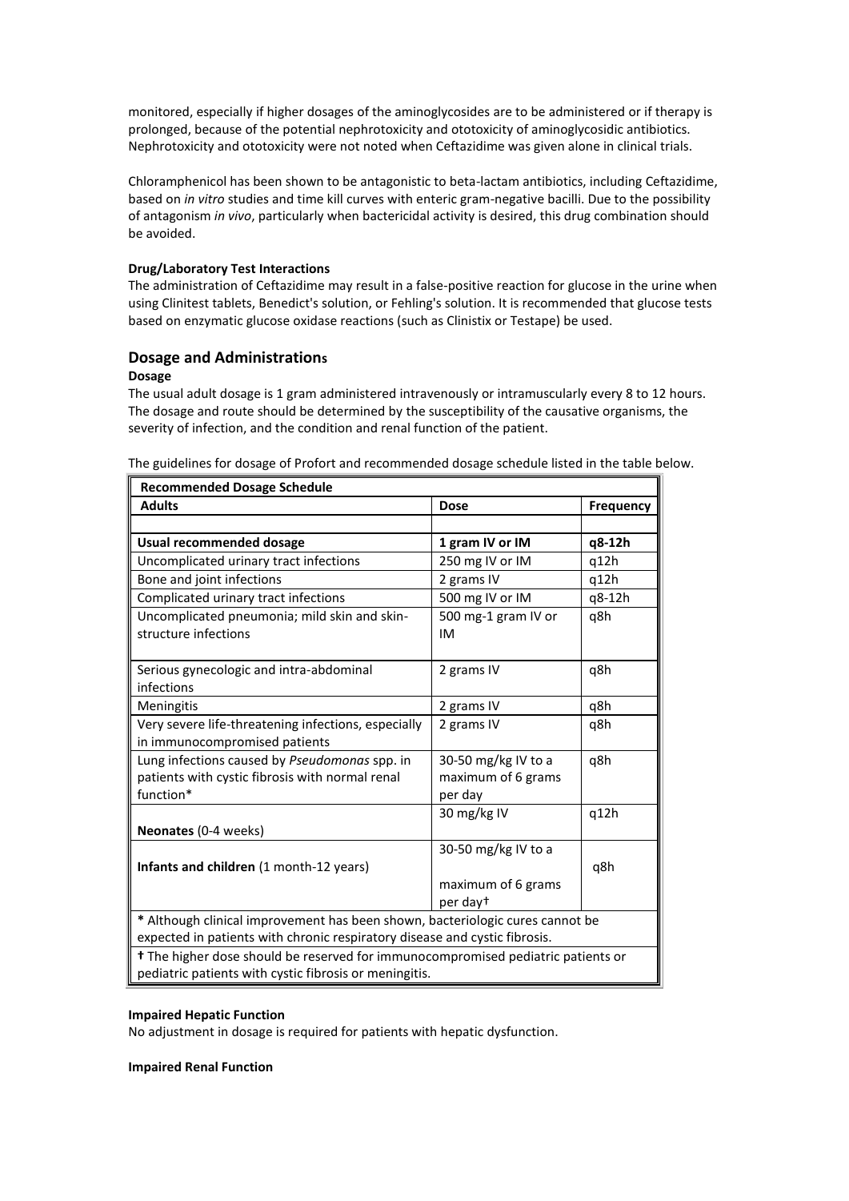monitored, especially if higher dosages of the aminoglycosides are to be administered or if therapy is prolonged, because of the potential nephrotoxicity and ototoxicity of aminoglycosidic antibiotics. Nephrotoxicity and ototoxicity were not noted when Ceftazidime was given alone in clinical trials.

Chloramphenicol has been shown to be antagonistic to beta-lactam antibiotics, including Ceftazidime, based on *in vitro* studies and time kill curves with enteric gram-negative bacilli. Due to the possibility of antagonism *in vivo*, particularly when bactericidal activity is desired, this drug combination should be avoided.

**Drug/Laboratory Test Interactions**

The administration of Ceftazidime may result in a false-positive reaction for glucose in the urine when using Clinitest tablets, Benedict's solution, or Fehling's solution. It is recommended that glucose tests based on enzymatic glucose oxidase reactions (such as Clinistix or Testape) be used.

## Dosage and Administrations

**Dosage**

The usual adult dosage is 1 gram administered intravenously or intramuscularly every 8 to 12 hours. The dosage and route should be determined by the susceptibility of the causative organisms, the severity of infection, and the condition and renal function of the patient.

The guidelines for dosage of Profort and recommended dosage schedule listed in the table below.

| **Recommended Dosage Schedule** | | |
|---|---|---|
| **Adults** | **Dose** | **Frequency** |
| | | |
| **Usual recommended dosage** | **1 gram IV or IM** | **q8-12h** |
| Uncomplicated urinary tract infections | 250 mg IV or IM | q12h |
| Bone and joint infections | 2 grams IV | q12h |
| Complicated urinary tract infections | 500 mg IV or IM | q8-12h |
| Uncomplicated pneumonia; mild skin and skin-structure infections | 500 mg-1 gram IV or IM | q8h |
| Serious gynecologic and intra-abdominal infections | 2 grams IV | q8h |
| Meningitis | 2 grams IV | q8h |
| Very severe life-threatening infections, especially in immunocompromised patients | 2 grams IV | q8h |
| Lung infections caused by *Pseudomonas* spp. in patients with cystic fibrosis with normal renal function* | 30-50 mg/kg IV to a maximum of 6 grams per day | q8h |
| **Neonates** (0-4 weeks) | 30 mg/kg IV | q12h |
| **Infants and children** (1 month-12 years) | 30-50 mg/kg IV to a maximum of 6 grams per day† | q8h |
| * Although clinical improvement has been shown, bacteriologic cures cannot be expected in patients with chronic respiratory disease and cystic fibrosis. | | |
| † The higher dose should be reserved for immunocompromised pediatric patients or pediatric patients with cystic fibrosis or meningitis. | | |

**Impaired Hepatic Function**

No adjustment in dosage is required for patients with hepatic dysfunction.

**Impaired Renal Function**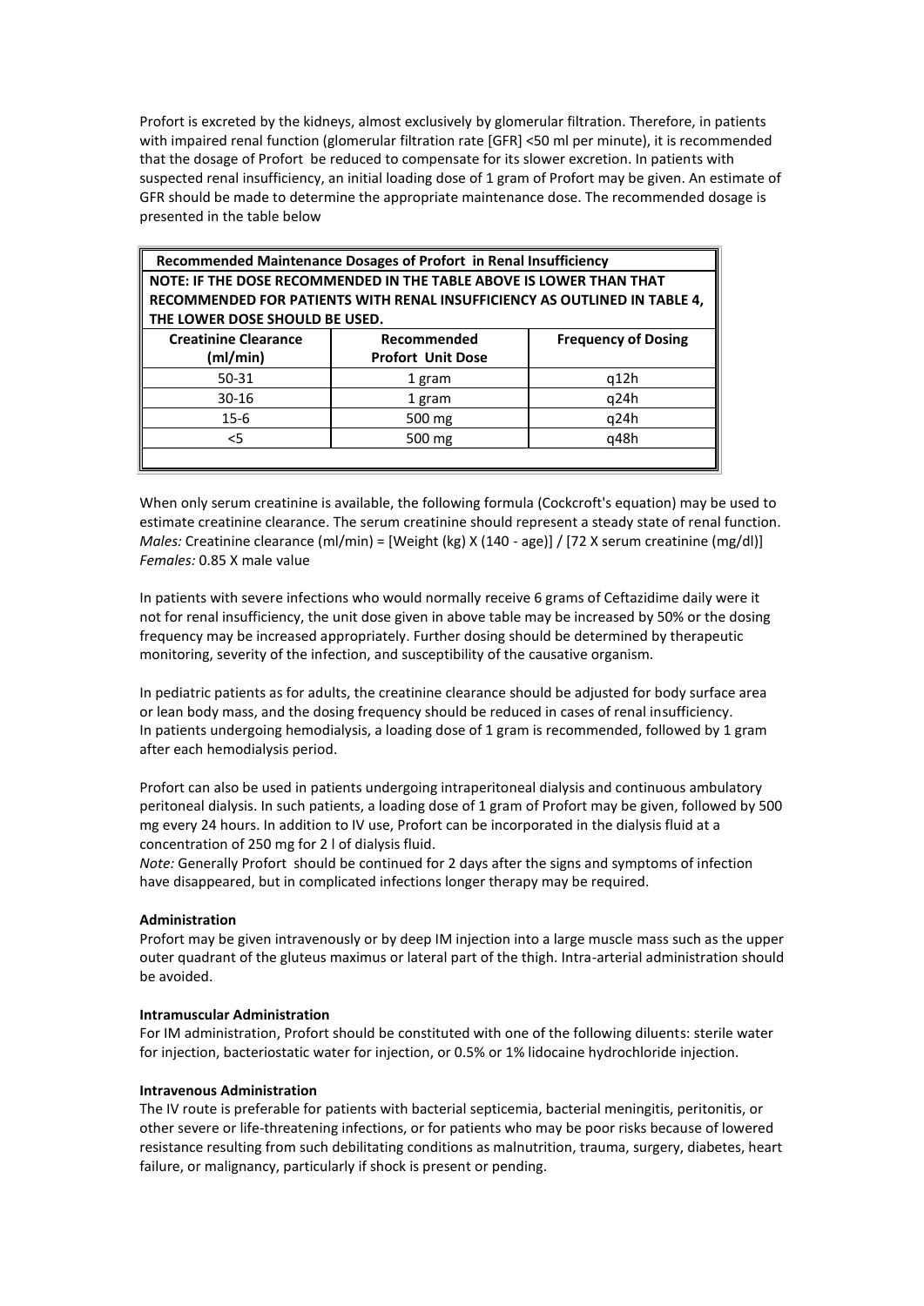Profort is excreted by the kidneys, almost exclusively by glomerular filtration. Therefore, in patients with impaired renal function (glomerular filtration rate [GFR] <50 ml per minute), it is recommended that the dosage of Profort be reduced to compensate for its slower excretion. In patients with suspected renal insufficiency, an initial loading dose of 1 gram of Profort may be given. An estimate of GFR should be made to determine the appropriate maintenance dose. The recommended dosage is presented in the table below

| **Recommended Maintenance Dosages of Profort in Renal Insufficiency** | | |
|---|---|---|
| **NOTE: IF THE DOSE RECOMMENDED IN THE TABLE ABOVE IS LOWER THAN THAT RECOMMENDED FOR PATIENTS WITH RENAL INSUFFICIENCY AS OUTLINED IN TABLE 4, THE LOWER DOSE SHOULD BE USED.** | | |
| **Creatinine Clearance (ml/min)** | **Recommended Profort Unit Dose** | **Frequency of Dosing** |
| 50-31 | 1 gram | q12h |
| 30-16 | 1 gram | q24h |
| 15-6 | 500 mg | q24h |
| <5 | 500 mg | q48h |

When only serum creatinine is available, the following formula (Cockcroft's equation) may be used to estimate creatinine clearance. The serum creatinine should represent a steady state of renal function.
*Males:* Creatinine clearance (ml/min) = [Weight (kg) X (140 - age)] / [72 X serum creatinine (mg/dl)]
*Females:* 0.85 X male value

In patients with severe infections who would normally receive 6 grams of Ceftazidime daily were it not for renal insufficiency, the unit dose given in above table may be increased by 50% or the dosing frequency may be increased appropriately. Further dosing should be determined by therapeutic monitoring, severity of the infection, and susceptibility of the causative organism.

In pediatric patients as for adults, the creatinine clearance should be adjusted for body surface area or lean body mass, and the dosing frequency should be reduced in cases of renal insufficiency.
In patients undergoing hemodialysis, a loading dose of 1 gram is recommended, followed by 1 gram after each hemodialysis period.

Profort can also be used in patients undergoing intraperitoneal dialysis and continuous ambulatory peritoneal dialysis. In such patients, a loading dose of 1 gram of Profort may be given, followed by 500 mg every 24 hours. In addition to IV use, Profort can be incorporated in the dialysis fluid at a concentration of 250 mg for 2 l of dialysis fluid.
*Note:* Generally Profort should be continued for 2 days after the signs and symptoms of infection have disappeared, but in complicated infections longer therapy may be required.

**Administration**

Profort may be given intravenously or by deep IM injection into a large muscle mass such as the upper outer quadrant of the gluteus maximus or lateral part of the thigh. Intra-arterial administration should be avoided.

**Intramuscular Administration**

For IM administration, Profort should be constituted with one of the following diluents: sterile water for injection, bacteriostatic water for injection, or 0.5% or 1% lidocaine hydrochloride injection.

**Intravenous Administration**

The IV route is preferable for patients with bacterial septicemia, bacterial meningitis, peritonitis, or other severe or life-threatening infections, or for patients who may be poor risks because of lowered resistance resulting from such debilitating conditions as malnutrition, trauma, surgery, diabetes, heart failure, or malignancy, particularly if shock is present or pending.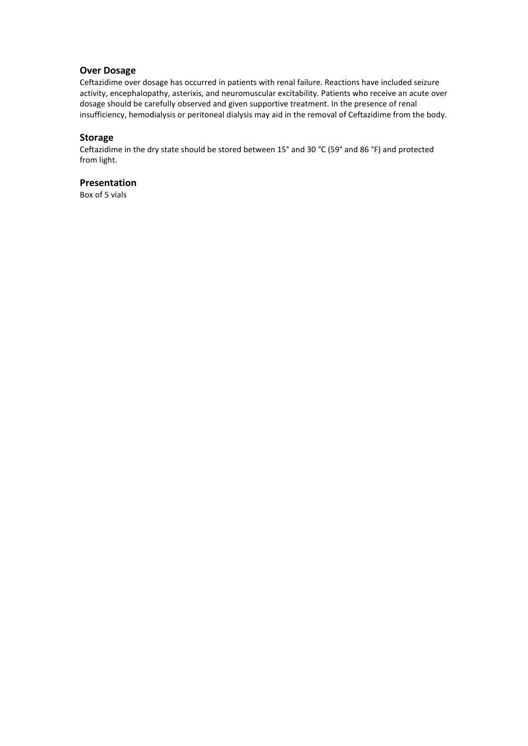## Over Dosage

Ceftazidime over dosage has occurred in patients with renal failure. Reactions have included seizure activity, encephalopathy, asterixis, and neuromuscular excitability. Patients who receive an acute over dosage should be carefully observed and given supportive treatment. In the presence of renal insufficiency, hemodialysis or peritoneal dialysis may aid in the removal of Ceftazidime from the body.

## Storage

Ceftazidime in the dry state should be stored between 15° and 30 °C (59° and 86 °F) and protected from light.

## Presentation

Box of 5 vials